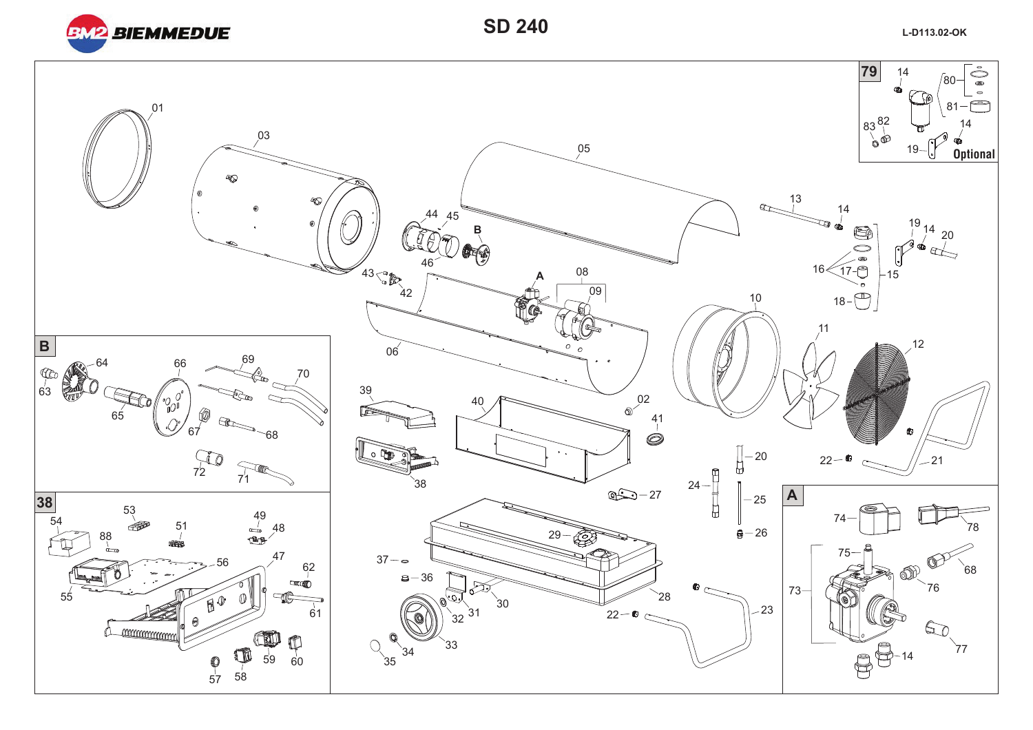# SD 240

L-D113.02-OK

79

Optional

B

38

A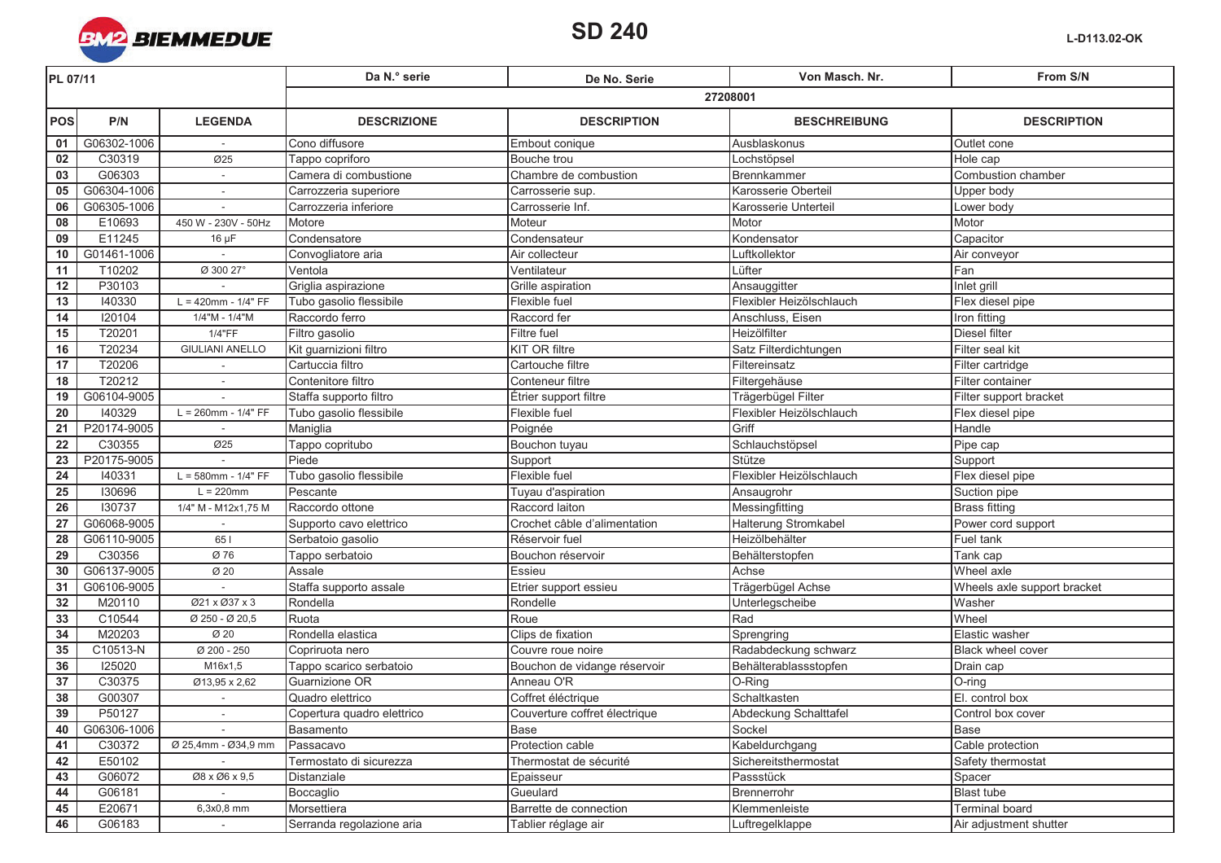BIEMMEDUE

# SD 240

L-D113.02-OK

| PL 07/11 | | | Da N.° serie | De No. Serie | Von Masch. Nr. | From S/N |
|---|---|---|---|---|---|---|
| | | | 27208001 | | | |
| **POS** | **P/N** | **LEGENDA** | **DESCRIZIONE** | **DESCRIPTION** | **BESCHREIBUNG** | **DESCRIPTION** |
| 01 | G06302-1006 | - | Cono diffusore | Embout conique | Ausblaskonus | Outlet cone |
| 02 | C30319 | Ø25 | Tappo copriforo | Bouche trou | Lochstöpsel | Hole cap |
| 03 | G06303 | - | Camera di combustione | Chambre de combustion | Brennkammer | Combustion chamber |
| 05 | G06304-1006 | - | Carrozzeria superiore | Carrosserie sup. | Karosserie Oberteil | Upper body |
| 06 | G06305-1006 | - | Carrozzeria inferiore | Carrosserie Inf. | Karosserie Unterteil | Lower body |
| 08 | E10693 | 450 W - 230V - 50Hz | Motore | Moteur | Motor | Motor |
| 09 | E11245 | 16 μF | Condensatore | Condensateur | Kondensator | Capacitor |
| 10 | G01461-1006 | - | Convogliatore aria | Air collecteur | Luftkollektor | Air conveyor |
| 11 | T10202 | Ø 300 27° | Ventola | Ventilateur | Lüfter | Fan |
| 12 | P30103 | - | Griglia aspirazione | Grille aspiration | Ansauggitter | Inlet grill |
| 13 | I40330 | L = 420mm - 1/4" FF | Tubo gasolio flessibile | Flexible fuel | Flexibler Heizölschlauch | Flex diesel pipe |
| 14 | I20104 | 1/4"M - 1/4"M | Raccordo ferro | Raccord fer | Anschluss, Eisen | Iron fitting |
| 15 | T20201 | 1/4"FF | Filtro gasolio | Filtre fuel | Heizölfilter | Diesel filter |
| 16 | T20234 | GIULIANI ANELLO | Kit guarnizioni filtro | KIT OR filtre | Satz Filterdichtungen | Filter seal kit |
| 17 | T20206 | - | Cartuccia filtro | Cartouche filtre | Filtereinsatz | Filter cartridge |
| 18 | T20212 | - | Contenitore filtro | Conteneur filtre | Filtergehäuse | Filter container |
| 19 | G06104-9005 | - | Staffa supporto filtro | Étrier support filtre | Trägerbügel Filter | Filter support bracket |
| 20 | I40329 | L = 260mm - 1/4" FF | Tubo gasolio flessibile | Flexible fuel | Flexibler Heizölschlauch | Flex diesel pipe |
| 21 | P20174-9005 | - | Maniglia | Poignée | Griff | Handle |
| 22 | C30355 | Ø25 | Tappo copritubo | Bouchon tuyau | Schlauchstöpsel | Pipe cap |
| 23 | P20175-9005 | - | Piede | Support | Stütze | Support |
| 24 | I40331 | L = 580mm - 1/4" FF | Tubo gasolio flessibile | Flexible fuel | Flexibler Heizölschlauch | Flex diesel pipe |
| 25 | I30696 | L = 220mm | Pescante | Tuyau d'aspiration | Ansaugrohr | Suction pipe |
| 26 | I30737 | 1/4" M - M12x1,75 M | Raccordo ottone | Raccord laiton | Messingfitting | Brass fitting |
| 27 | G06068-9005 | - | Supporto cavo elettrico | Crochet câble d'alimentation | Halterung Stromkabel | Power cord support |
| 28 | G06110-9005 | 65 l | Serbatoio gasolio | Réservoir fuel | Heizölbehälter | Fuel tank |
| 29 | C30356 | Ø 76 | Tappo serbatoio | Bouchon réservoir | Behälterstopfen | Tank cap |
| 30 | G06137-9005 | Ø 20 | Assale | Essieu | Achse | Wheel axle |
| 31 | G06106-9005 | - | Staffa supporto assale | Etrier support essieu | Trägerbügel Achse | Wheels axle support bracket |
| 32 | M20110 | Ø21 x Ø37 x 3 | Rondella | Rondelle | Unterlegscheibe | Washer |
| 33 | C10544 | Ø 250 - Ø 20,5 | Ruota | Roue | Rad | Wheel |
| 34 | M20203 | Ø 20 | Rondella elastica | Clips de fixation | Sprengring | Elastic washer |
| 35 | C10513-N | Ø 200 - 250 | Copriruota nero | Couvre roue noire | Radabdeckung schwarz | Black wheel cover |
| 36 | I25020 | M16x1,5 | Tappo scarico serbatoio | Bouchon de vidange réservoir | Behälterablassstopfen | Drain cap |
| 37 | C30375 | Ø13,95 x 2,62 | Guarnizione OR | Anneau O'R | O-Ring | O-ring |
| 38 | G00307 | - | Quadro elettrico | Coffret éléctrique | Schaltkasten | El. control box |
| 39 | P50127 | - | Copertura quadro elettrico | Couverture coffret électrique | Abdeckung Schalttafel | Control box cover |
| 40 | G06306-1006 | - | Basamento | Base | Sockel | Base |
| 41 | C30372 | Ø 25,4mm - Ø34,9 mm | Passacavo | Protection cable | Kabeldurchgang | Cable protection |
| 42 | E50102 | - | Termostato di sicurezza | Thermostat de sécurité | Sichereitsthermostat | Safety thermostat |
| 43 | G06072 | Ø8 x Ø6 x 9,5 | Distanziale | Epaisseur | Passstück | Spacer |
| 44 | G06181 | - | Boccaglio | Gueulard | Brennerrohr | Blast tube |
| 45 | E20671 | 6,3x0,8 mm | Morsettiera | Barrette de connection | Klemmenleiste | Terminal board |
| 46 | G06183 | - | Serranda regolazione aria | Tablier réglage air | Luftregelklappe | Air adjustment shutter |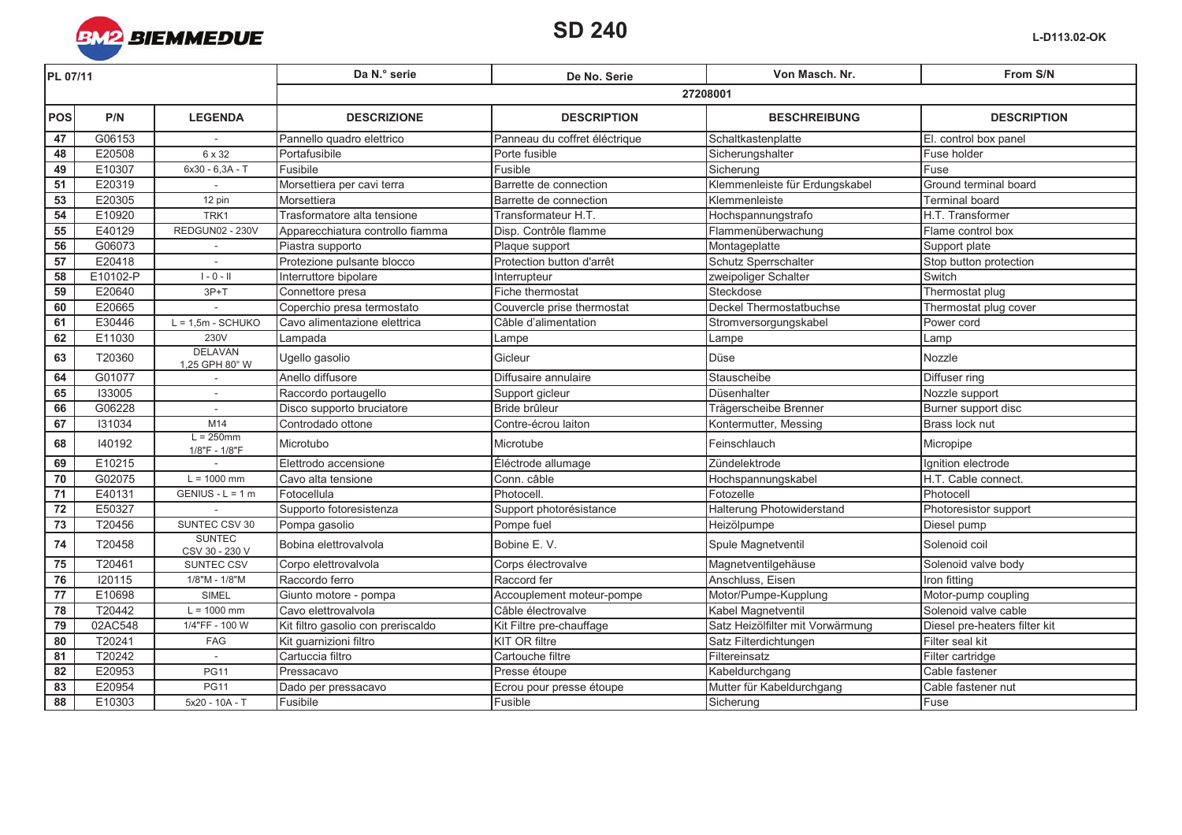# SD 240

L-D113.02-OK

| PL 07/11 | | | Da N.° serie | De No. Serie | Von Masch. Nr. | From S/N |
|---|---|---|---|---|---|---|
| | | | 27208001 | | | |
| **POS** | **P/N** | **LEGENDA** | **DESCRIZIONE** | **DESCRIPTION** | **BESCHREIBUNG** | **DESCRIPTION** |
| 47 | G06153 | - | Pannello quadro elettrico | Panneau du coffret éléctrique | Schaltkastenplatte | El. control box panel |
| 48 | E20508 | 6 x 32 | Portafusibile | Porte fusible | Sicherungshalter | Fuse holder |
| 49 | E10307 | 6x30 - 6,3A - T | Fusibile | Fusible | Sicherung | Fuse |
| 51 | E20319 | - | Morsettiera per cavi terra | Barrette de connection | Klemmenleiste für Erdungskabel | Ground terminal board |
| 53 | E20305 | 12 pin | Morsettiera | Barrette de connection | Klemmenleiste | Terminal board |
| 54 | E10920 | TRK1 | Trasformatore alta tensione | Transformateur H.T. | Hochspannungstrafo | H.T. Transformer |
| 55 | E40129 | REDGUN02 - 230V | Apparecchiatura controllo fiamma | Disp. Contrôle flamme | Flammenüberwachung | Flame control box |
| 56 | G06073 | - | Piastra supporto | Plaque support | Montageplatte | Support plate |
| 57 | E20418 | - | Protezione pulsante blocco | Protection button d'arrêt | Schutz Sperrschalter | Stop button protection |
| 58 | E10102-P | I - 0 - II | Interruttore bipolare | Interrupteur | zweipoliger Schalter | Switch |
| 59 | E20640 | 3P+T | Connettore presa | Fiche thermostat | Steckdose | Thermostat plug |
| 60 | E20665 | - | Coperchio presa termostato | Couvercle prise thermostat | Deckel Thermostatbuchse | Thermostat plug cover |
| 61 | E30446 | L = 1,5m - SCHUKO | Cavo alimentazione elettrica | Câble d'alimentation | Stromversorgungskabel | Power cord |
| 62 | E11030 | 230V | Lampada | Lampe | Lampe | Lamp |
| 63 | T20360 | DELAVAN 1,25 GPH 80° W | Ugello gasolio | Gicleur | Düse | Nozzle |
| 64 | G01077 | - | Anello diffusore | Diffusaire annulaire | Stauscheibe | Diffuser ring |
| 65 | I33005 | - | Raccordo portaugello | Support gicleur | Düsenhalter | Nozzle support |
| 66 | G06228 | - | Disco supporto bruciatore | Bride brûleur | Trägerscheibe Brenner | Burner support disc |
| 67 | I31034 | M14 | Controdado ottone | Contre-écrou laiton | Kontermutter, Messing | Brass lock nut |
| 68 | I40192 | L = 250mm 1/8"F - 1/8"F | Microtubo | Microtube | Feinschlauch | Micropipe |
| 69 | E10215 | - | Elettrodo accensione | Éléctrode allumage | Zündelektrode | Ignition electrode |
| 70 | G02075 | L = 1000 mm | Cavo alta tensione | Conn. câble | Hochspannungskabel | H.T. Cable connect. |
| 71 | E40131 | GENIUS - L = 1 m | Fotocellula | Photocell. | Fotozelle | Photocell |
| 72 | E50327 | - | Supporto fotoresistenza | Support photorésistance | Halterung Photowiderstand | Photoresistor support |
| 73 | T20456 | SUNTEC CSV 30 | Pompa gasolio | Pompe fuel | Heizölpumpe | Diesel pump |
| 74 | T20458 | SUNTEC CSV 30 - 230 V | Bobina elettrovalvola | Bobine E. V. | Spule Magnetventil | Solenoid coil |
| 75 | T20461 | SUNTEC CSV | Corpo elettrovalvola | Corps électrovalve | Magnetventilgehäuse | Solenoid valve body |
| 76 | I20115 | 1/8"M - 1/8"M | Raccordo ferro | Raccord fer | Anschluss, Eisen | Iron fitting |
| 77 | E10698 | SIMEL | Giunto motore - pompa | Accouplement moteur-pompe | Motor/Pumpe-Kupplung | Motor-pump coupling |
| 78 | T20442 | L = 1000 mm | Cavo elettrovalvola | Câble électrovalve | Kabel Magnetventil | Solenoid valve cable |
| 79 | 02AC548 | 1/4"FF - 100 W | Kit filtro gasolio con preriscaldo | Kit Filtre pre-chauffage | Satz Heizölfilter mit Vorwärmung | Diesel pre-heaters filter kit |
| 80 | T20241 | FAG | Kit guarnizioni filtro | KIT OR filtre | Satz Filterdichtungen | Filter seal kit |
| 81 | T20242 | - | Cartuccia filtro | Cartouche filtre | Filtereinsatz | Filter cartridge |
| 82 | E20953 | PG11 | Pressacavo | Presse étoupe | Kabeldurchgang | Cable fastener |
| 83 | E20954 | PG11 | Dado per pressacavo | Ecrou pour presse étoupe | Mutter für Kabeldurchgang | Cable fastener nut |
| 88 | E10303 | 5x20 - 10A - T | Fusibile | Fusible | Sicherung | Fuse |